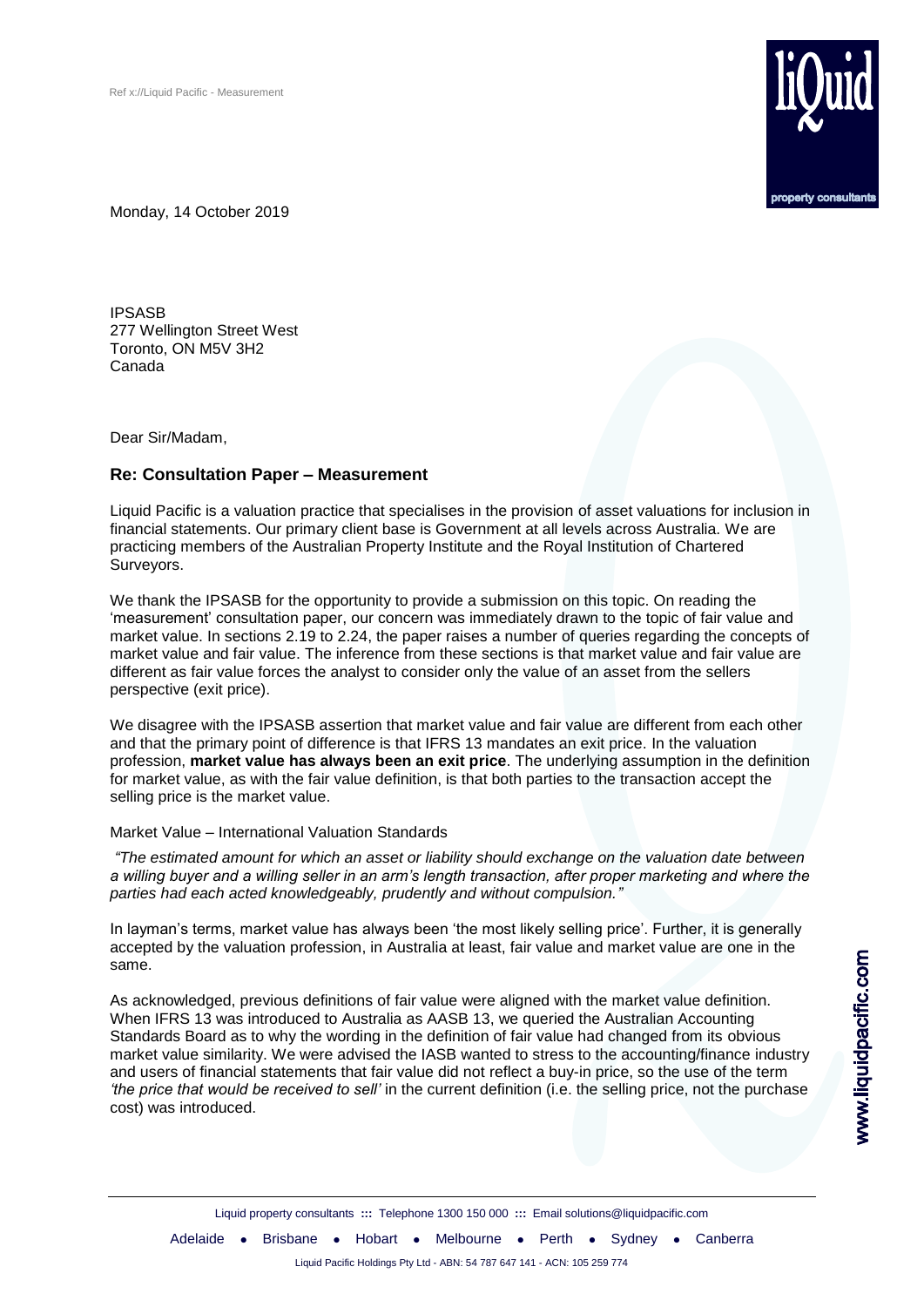Ref x://Liquid Pacific - Measurement

Monday, 14 October 2019

IPSASB
277 Wellington Street West
Toronto, ON M5V 3H2
Canada

Dear Sir/Madam,

## Re: Consultation Paper – Measurement

Liquid Pacific is a valuation practice that specialises in the provision of asset valuations for inclusion in financial statements. Our primary client base is Government at all levels across Australia. We are practicing members of the Australian Property Institute and the Royal Institution of Chartered Surveyors.

We thank the IPSASB for the opportunity to provide a submission on this topic. On reading the 'measurement' consultation paper, our concern was immediately drawn to the topic of fair value and market value. In sections 2.19 to 2.24, the paper raises a number of queries regarding the concepts of market value and fair value. The inference from these sections is that market value and fair value are different as fair value forces the analyst to consider only the value of an asset from the sellers perspective (exit price).

We disagree with the IPSASB assertion that market value and fair value are different from each other and that the primary point of difference is that IFRS 13 mandates an exit price. In the valuation profession, **market value has always been an exit price**. The underlying assumption in the definition for market value, as with the fair value definition, is that both parties to the transaction accept the selling price is the market value.

Market Value – International Valuation Standards

*"The estimated amount for which an asset or liability should exchange on the valuation date between a willing buyer and a willing seller in an arm's length transaction, after proper marketing and where the parties had each acted knowledgeably, prudently and without compulsion."*

In layman's terms, market value has always been 'the most likely selling price'. Further, it is generally accepted by the valuation profession, in Australia at least, fair value and market value are one in the same.

As acknowledged, previous definitions of fair value were aligned with the market value definition. When IFRS 13 was introduced to Australia as AASB 13, we queried the Australian Accounting Standards Board as to why the wording in the definition of fair value had changed from its obvious market value similarity. We were advised the IASB wanted to stress to the accounting/finance industry and users of financial statements that fair value did not reflect a buy-in price, so the use of the term *'the price that would be received to sell'* in the current definition (i.e. the selling price, not the purchase cost) was introduced.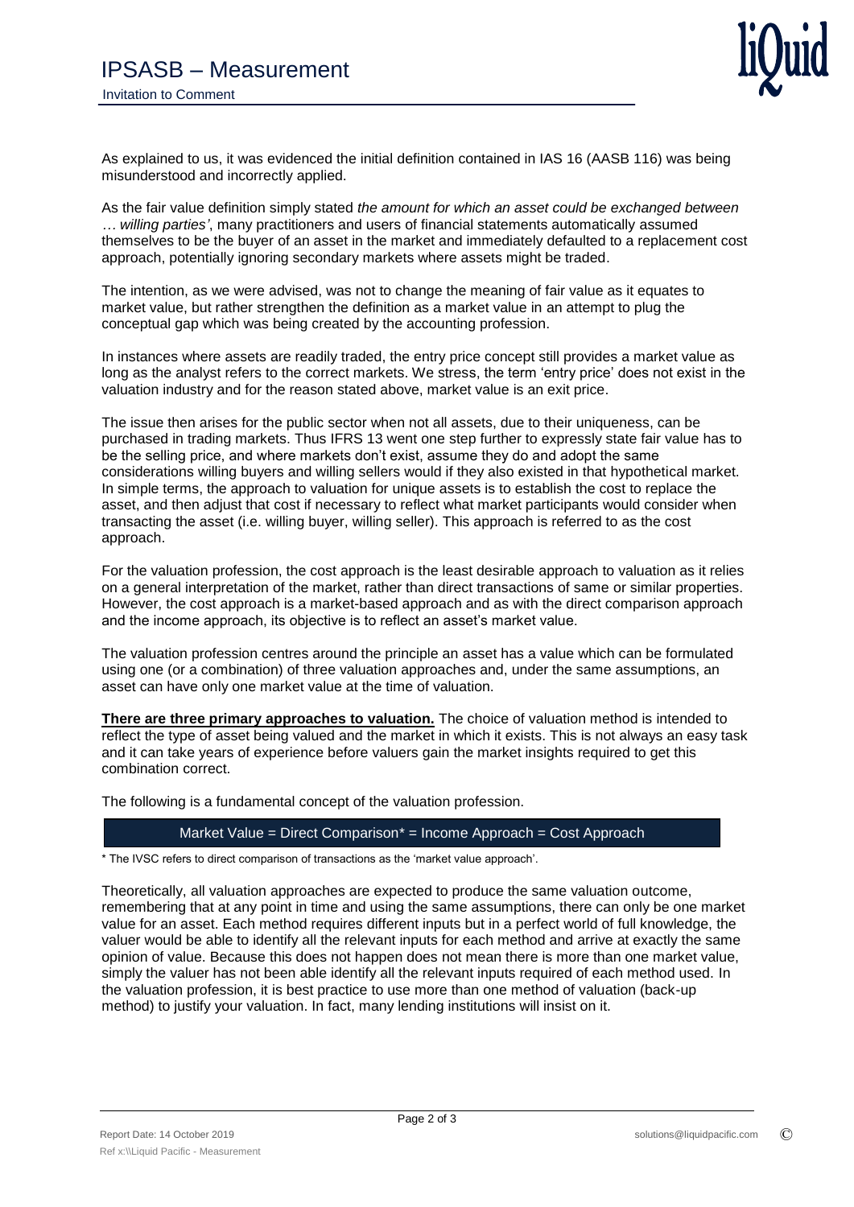As explained to us, it was evidenced the initial definition contained in IAS 16 (AASB 116) was being misunderstood and incorrectly applied.

As the fair value definition simply stated *the amount for which an asset could be exchanged between … willing parties'*, many practitioners and users of financial statements automatically assumed themselves to be the buyer of an asset in the market and immediately defaulted to a replacement cost approach, potentially ignoring secondary markets where assets might be traded.

The intention, as we were advised, was not to change the meaning of fair value as it equates to market value, but rather strengthen the definition as a market value in an attempt to plug the conceptual gap which was being created by the accounting profession.

In instances where assets are readily traded, the entry price concept still provides a market value as long as the analyst refers to the correct markets. We stress, the term 'entry price' does not exist in the valuation industry and for the reason stated above, market value is an exit price.

The issue then arises for the public sector when not all assets, due to their uniqueness, can be purchased in trading markets. Thus IFRS 13 went one step further to expressly state fair value has to be the selling price, and where markets don't exist, assume they do and adopt the same considerations willing buyers and willing sellers would if they also existed in that hypothetical market. In simple terms, the approach to valuation for unique assets is to establish the cost to replace the asset, and then adjust that cost if necessary to reflect what market participants would consider when transacting the asset (i.e. willing buyer, willing seller). This approach is referred to as the cost approach.

For the valuation profession, the cost approach is the least desirable approach to valuation as it relies on a general interpretation of the market, rather than direct transactions of same or similar properties. However, the cost approach is a market-based approach and as with the direct comparison approach and the income approach, its objective is to reflect an asset's market value.

The valuation profession centres around the principle an asset has a value which can be formulated using one (or a combination) of three valuation approaches and, under the same assumptions, an asset can have only one market value at the time of valuation.

**There are three primary approaches to valuation.** The choice of valuation method is intended to reflect the type of asset being valued and the market in which it exists. This is not always an easy task and it can take years of experience before valuers gain the market insights required to get this combination correct.

The following is a fundamental concept of the valuation profession.

> Market Value = Direct Comparison* = Income Approach = Cost Approach

\* The IVSC refers to direct comparison of transactions as the 'market value approach'.

Theoretically, all valuation approaches are expected to produce the same valuation outcome, remembering that at any point in time and using the same assumptions, there can only be one market value for an asset. Each method requires different inputs but in a perfect world of full knowledge, the valuer would be able to identify all the relevant inputs for each method and arrive at exactly the same opinion of value. Because this does not happen does not mean there is more than one market value, simply the valuer has not been able identify all the relevant inputs required of each method used. In the valuation profession, it is best practice to use more than one method of valuation (back-up method) to justify your valuation. In fact, many lending institutions will insist on it.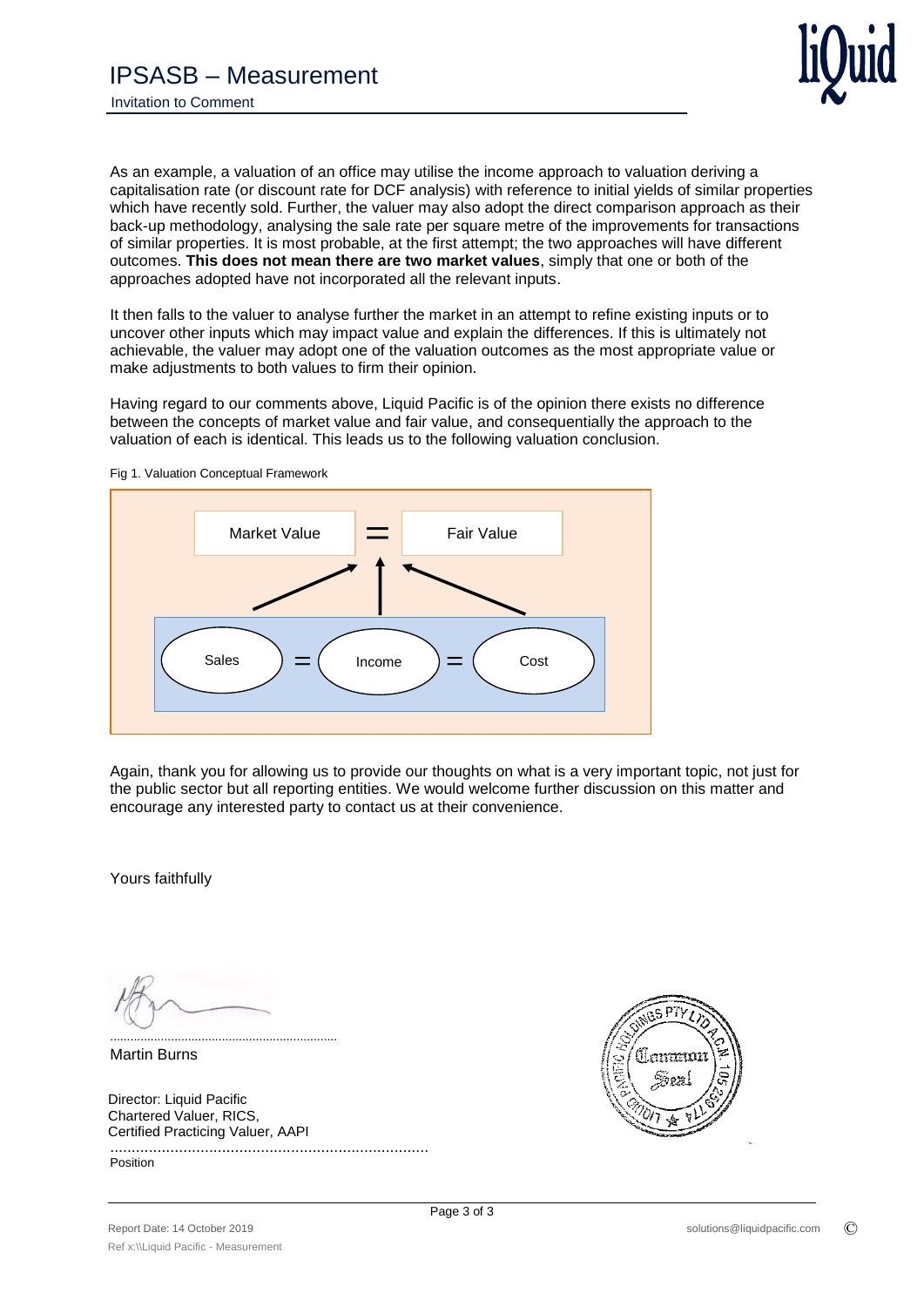As an example, a valuation of an office may utilise the income approach to valuation deriving a capitalisation rate (or discount rate for DCF analysis) with reference to initial yields of similar properties which have recently sold. Further, the valuer may also adopt the direct comparison approach as their back-up methodology, analysing the sale rate per square metre of the improvements for transactions of similar properties. It is most probable, at the first attempt; the two approaches will have different outcomes. **This does not mean there are two market values**, simply that one or both of the approaches adopted have not incorporated all the relevant inputs.

It then falls to the valuer to analyse further the market in an attempt to refine existing inputs or to uncover other inputs which may impact value and explain the differences. If this is ultimately not achievable, the valuer may adopt one of the valuation outcomes as the most appropriate value or make adjustments to both values to firm their opinion.

Having regard to our comments above, Liquid Pacific is of the opinion there exists no difference between the concepts of market value and fair value, and consequentially the approach to the valuation of each is identical. This leads us to the following valuation conclusion.

Fig 1. Valuation Conceptual Framework

Market Value = Fair Value

Sales = Income = Cost

Again, thank you for allowing us to provide our thoughts on what is a very important topic, not just for the public sector but all reporting entities. We would welcome further discussion on this matter and encourage any interested party to contact us at their convenience.

Yours faithfully

Martin Burns

Director: Liquid Pacific
Chartered Valuer, RICS,
Certified Practicing Valuer, AAPI

Position

Report Date: 14 October 2019
Ref x:\\Liquid Pacific - Measurement

solutions@liquidpacific.com ©